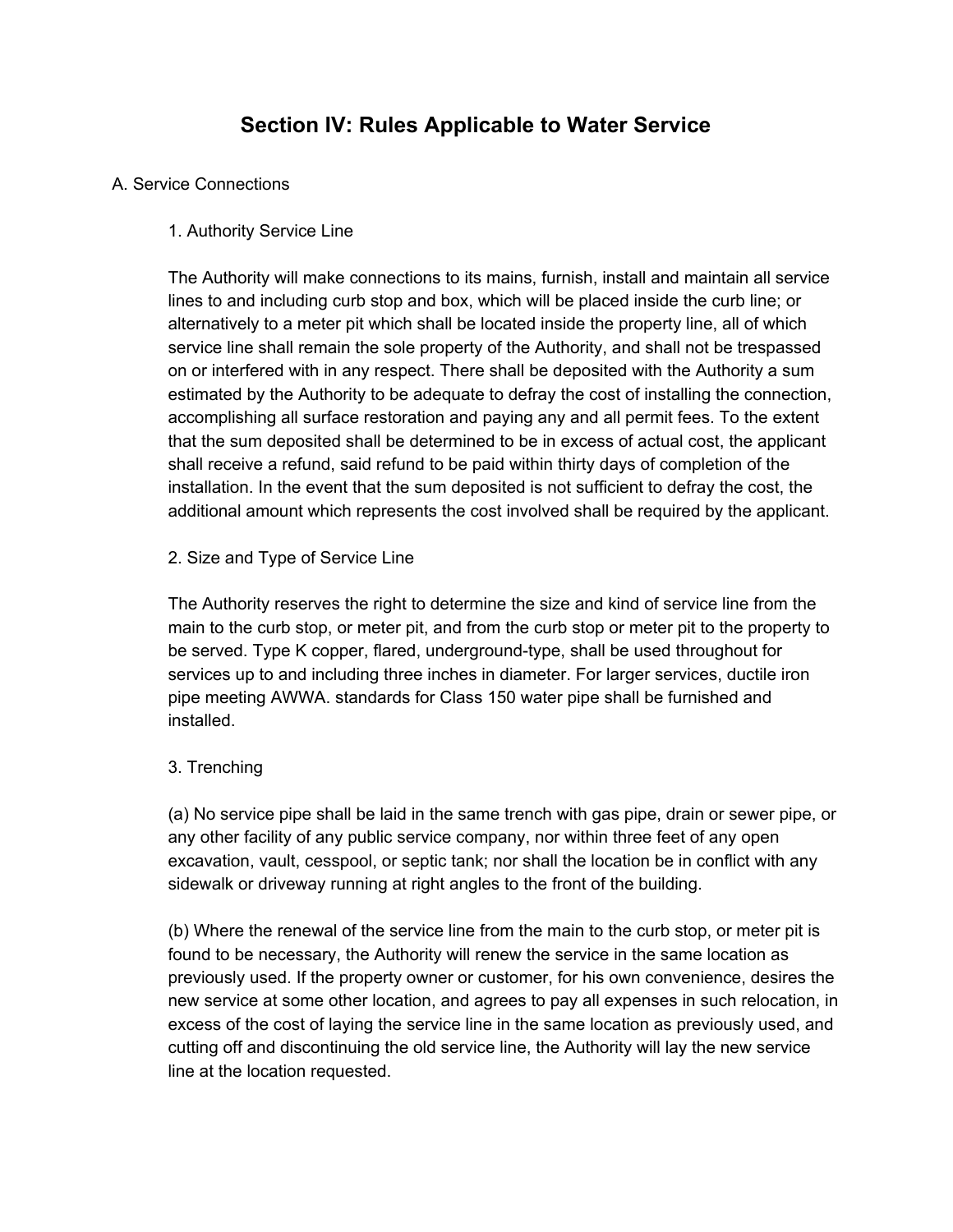# Section IV: Rules Applicable to Water Service

## A. Service Connections

### 1. Authority Service Line

The Authority will make connections to its mains, furnish, install and maintain all service lines to and including curb stop and box, which will be placed inside the curb line; or alternatively to a meter pit which shall be located inside the property line, all of which service line shall remain the sole property of the Authority, and shall not be trespassed on or interfered with in any respect. There shall be deposited with the Authority a sum estimated by the Authority to be adequate to defray the cost of installing the connection, accomplishing all surface restoration and paying any and all permit fees. To the extent that the sum deposited shall be determined to be in excess of actual cost, the applicant shall receive a refund, said refund to be paid within thirty days of completion of the installation. In the event that the sum deposited is not sufficient to defray the cost, the additional amount which represents the cost involved shall be required by the applicant.

### 2. Size and Type of Service Line

The Authority reserves the right to determine the size and kind of service line from the main to the curb stop, or meter pit, and from the curb stop or meter pit to the property to be served. Type K copper, flared, underground-type, shall be used throughout for services up to and including three inches in diameter. For larger services, ductile iron pipe meeting AWWA. standards for Class 150 water pipe shall be furnished and installed.

### 3. Trenching

(a) No service pipe shall be laid in the same trench with gas pipe, drain or sewer pipe, or any other facility of any public service company, nor within three feet of any open excavation, vault, cesspool, or septic tank; nor shall the location be in conflict with any sidewalk or driveway running at right angles to the front of the building.

(b) Where the renewal of the service line from the main to the curb stop, or meter pit is found to be necessary, the Authority will renew the service in the same location as previously used. If the property owner or customer, for his own convenience, desires the new service at some other location, and agrees to pay all expenses in such relocation, in excess of the cost of laying the service line in the same location as previously used, and cutting off and discontinuing the old service line, the Authority will lay the new service line at the location requested.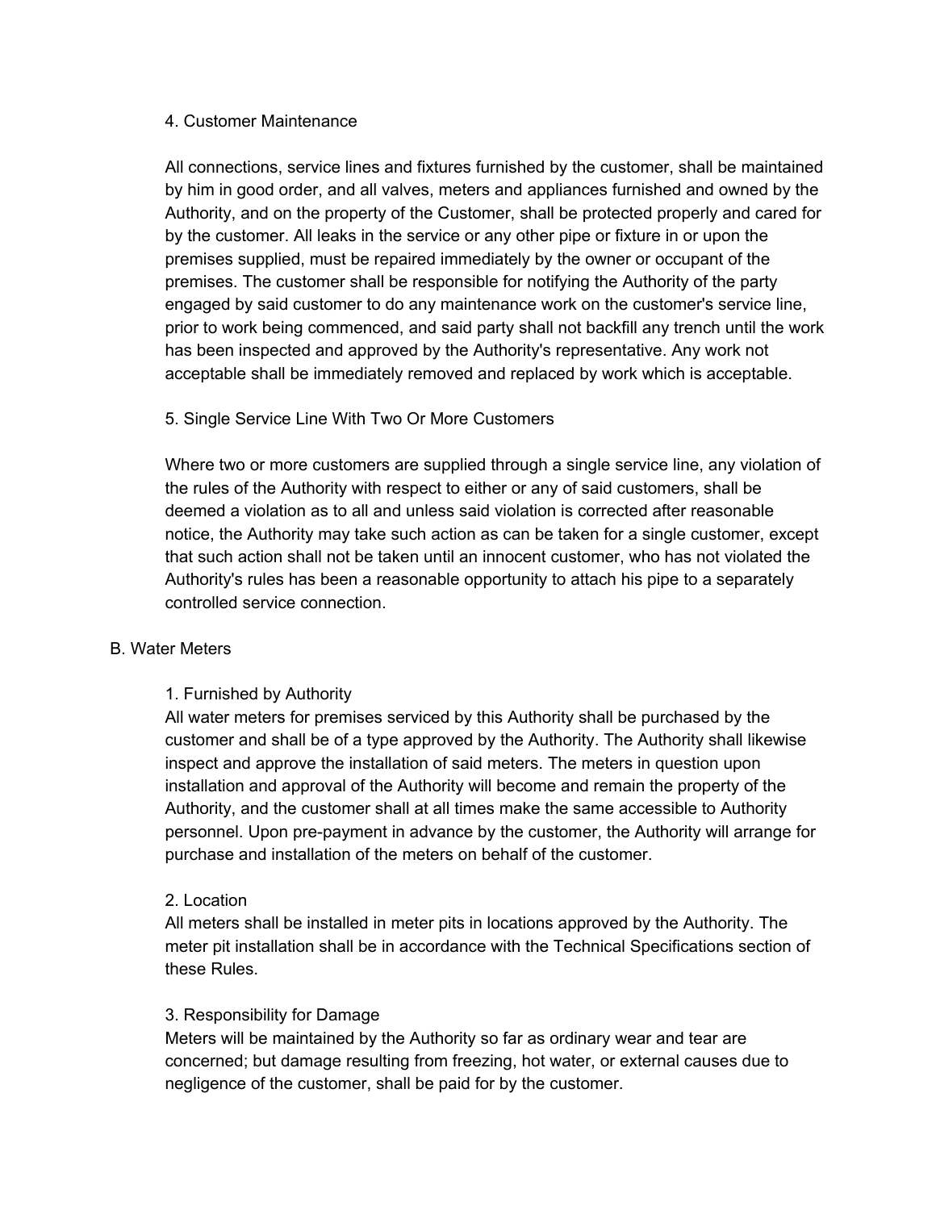4. Customer Maintenance

All connections, service lines and fixtures furnished by the customer, shall be maintained by him in good order, and all valves, meters and appliances furnished and owned by the Authority, and on the property of the Customer, shall be protected properly and cared for by the customer. All leaks in the service or any other pipe or fixture in or upon the premises supplied, must be repaired immediately by the owner or occupant of the premises. The customer shall be responsible for notifying the Authority of the party engaged by said customer to do any maintenance work on the customer's service line, prior to work being commenced, and said party shall not backfill any trench until the work has been inspected and approved by the Authority's representative. Any work not acceptable shall be immediately removed and replaced by work which is acceptable.

5. Single Service Line With Two Or More Customers

Where two or more customers are supplied through a single service line, any violation of the rules of the Authority with respect to either or any of said customers, shall be deemed a violation as to all and unless said violation is corrected after reasonable notice, the Authority may take such action as can be taken for a single customer, except that such action shall not be taken until an innocent customer, who has not violated the Authority's rules has been a reasonable opportunity to attach his pipe to a separately controlled service connection.

B. Water Meters

1. Furnished by Authority

All water meters for premises serviced by this Authority shall be purchased by the customer and shall be of a type approved by the Authority. The Authority shall likewise inspect and approve the installation of said meters. The meters in question upon installation and approval of the Authority will become and remain the property of the Authority, and the customer shall at all times make the same accessible to Authority personnel. Upon pre-payment in advance by the customer, the Authority will arrange for purchase and installation of the meters on behalf of the customer.

2. Location

All meters shall be installed in meter pits in locations approved by the Authority. The meter pit installation shall be in accordance with the Technical Specifications section of these Rules.

3. Responsibility for Damage

Meters will be maintained by the Authority so far as ordinary wear and tear are concerned; but damage resulting from freezing, hot water, or external causes due to negligence of the customer, shall be paid for by the customer.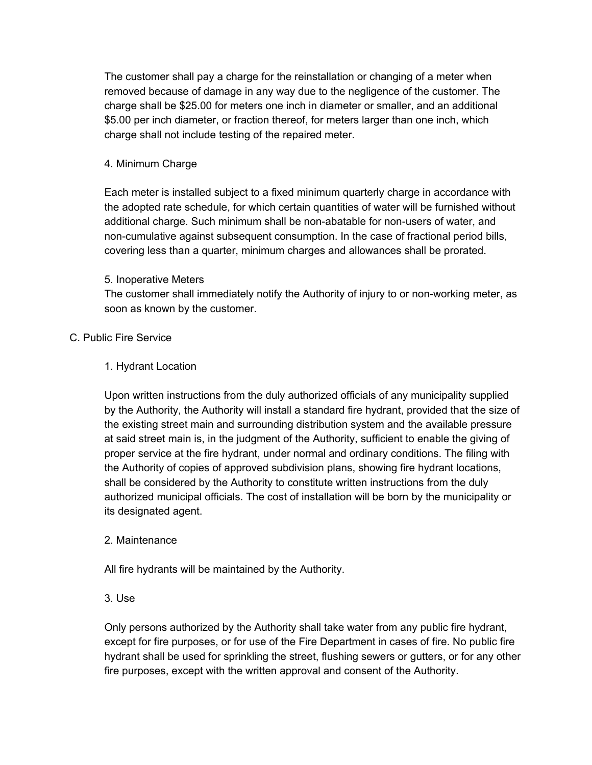The customer shall pay a charge for the reinstallation or changing of a meter when removed because of damage in any way due to the negligence of the customer. The charge shall be $25.00 for meters one inch in diameter or smaller, and an additional $5.00 per inch diameter, or fraction thereof, for meters larger than one inch, which charge shall not include testing of the repaired meter.

4. Minimum Charge

Each meter is installed subject to a fixed minimum quarterly charge in accordance with the adopted rate schedule, for which certain quantities of water will be furnished without additional charge. Such minimum shall be non-abatable for non-users of water, and non-cumulative against subsequent consumption. In the case of fractional period bills, covering less than a quarter, minimum charges and allowances shall be prorated.

5. Inoperative Meters
The customer shall immediately notify the Authority of injury to or non-working meter, as soon as known by the customer.

C. Public Fire Service

1. Hydrant Location

Upon written instructions from the duly authorized officials of any municipality supplied by the Authority, the Authority will install a standard fire hydrant, provided that the size of the existing street main and surrounding distribution system and the available pressure at said street main is, in the judgment of the Authority, sufficient to enable the giving of proper service at the fire hydrant, under normal and ordinary conditions. The filing with the Authority of copies of approved subdivision plans, showing fire hydrant locations, shall be considered by the Authority to constitute written instructions from the duly authorized municipal officials. The cost of installation will be born by the municipality or its designated agent.

2. Maintenance

All fire hydrants will be maintained by the Authority.

3. Use

Only persons authorized by the Authority shall take water from any public fire hydrant, except for fire purposes, or for use of the Fire Department in cases of fire. No public fire hydrant shall be used for sprinkling the street, flushing sewers or gutters, or for any other fire purposes, except with the written approval and consent of the Authority.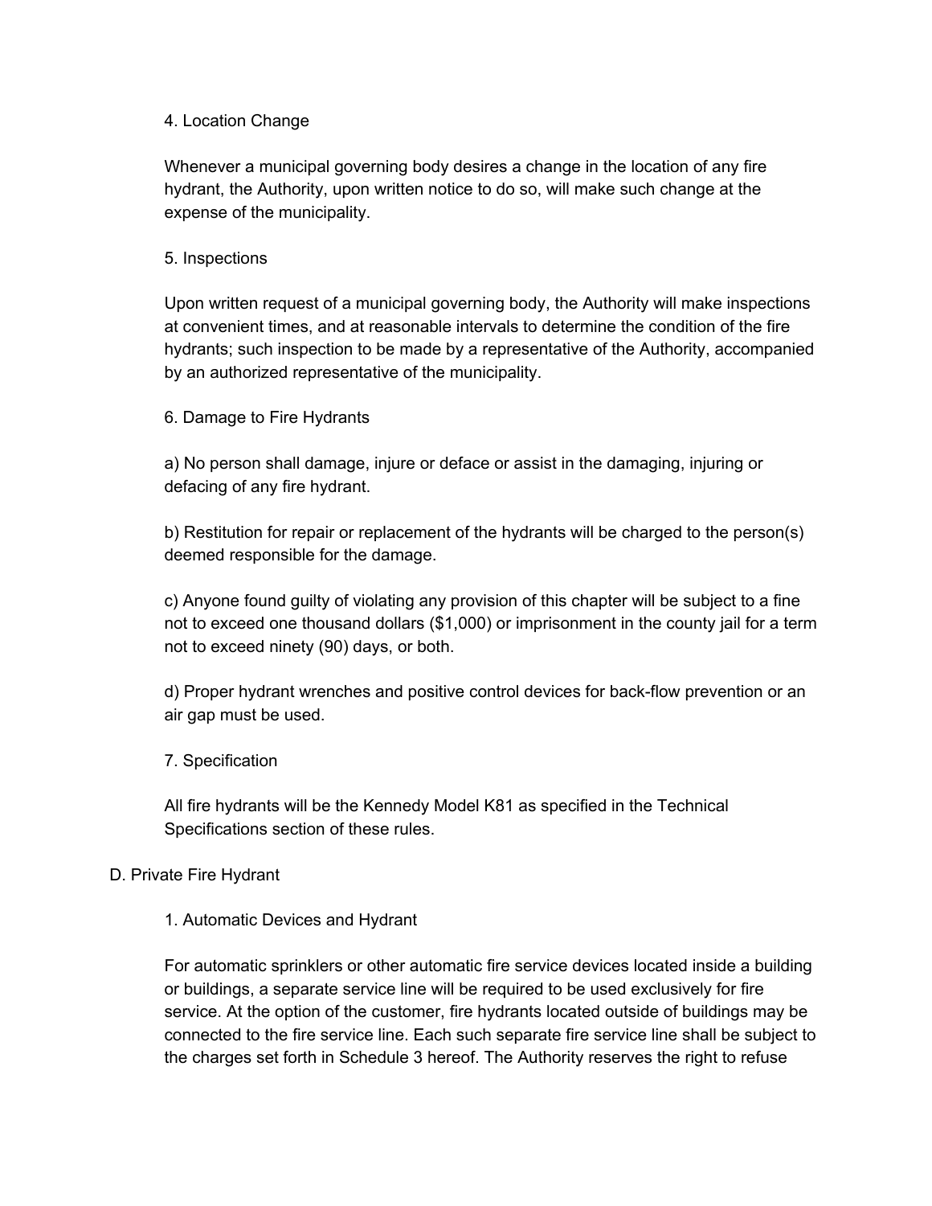4. Location Change

Whenever a municipal governing body desires a change in the location of any fire hydrant, the Authority, upon written notice to do so, will make such change at the expense of the municipality.

5. Inspections

Upon written request of a municipal governing body, the Authority will make inspections at convenient times, and at reasonable intervals to determine the condition of the fire hydrants; such inspection to be made by a representative of the Authority, accompanied by an authorized representative of the municipality.

6. Damage to Fire Hydrants

a) No person shall damage, injure or deface or assist in the damaging, injuring or defacing of any fire hydrant.

b) Restitution for repair or replacement of the hydrants will be charged to the person(s) deemed responsible for the damage.

c) Anyone found guilty of violating any provision of this chapter will be subject to a fine not to exceed one thousand dollars ($1,000) or imprisonment in the county jail for a term not to exceed ninety (90) days, or both.

d) Proper hydrant wrenches and positive control devices for back-flow prevention or an air gap must be used.

7. Specification

All fire hydrants will be the Kennedy Model K81 as specified in the Technical Specifications section of these rules.

D. Private Fire Hydrant

1. Automatic Devices and Hydrant

For automatic sprinklers or other automatic fire service devices located inside a building or buildings, a separate service line will be required to be used exclusively for fire service. At the option of the customer, fire hydrants located outside of buildings may be connected to the fire service line. Each such separate fire service line shall be subject to the charges set forth in Schedule 3 hereof. The Authority reserves the right to refuse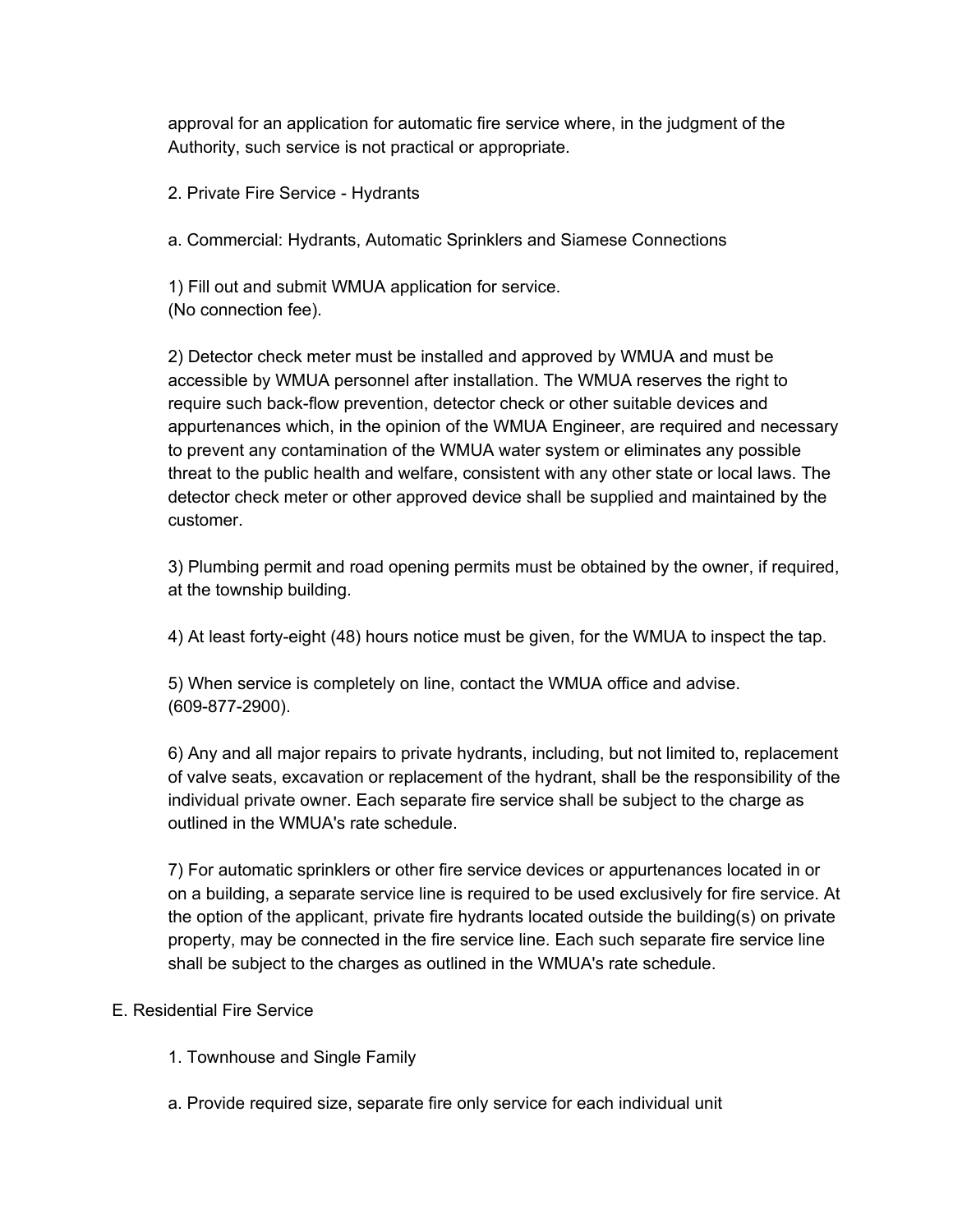approval for an application for automatic fire service where, in the judgment of the Authority, such service is not practical or appropriate.

2. Private Fire Service - Hydrants

a. Commercial: Hydrants, Automatic Sprinklers and Siamese Connections

1) Fill out and submit WMUA application for service.
(No connection fee).

2) Detector check meter must be installed and approved by WMUA and must be accessible by WMUA personnel after installation. The WMUA reserves the right to require such back-flow prevention, detector check or other suitable devices and appurtenances which, in the opinion of the WMUA Engineer, are required and necessary to prevent any contamination of the WMUA water system or eliminates any possible threat to the public health and welfare, consistent with any other state or local laws. The detector check meter or other approved device shall be supplied and maintained by the customer.

3) Plumbing permit and road opening permits must be obtained by the owner, if required, at the township building.

4) At least forty-eight (48) hours notice must be given, for the WMUA to inspect the tap.

5) When service is completely on line, contact the WMUA office and advise.
(609-877-2900).

6) Any and all major repairs to private hydrants, including, but not limited to, replacement of valve seats, excavation or replacement of the hydrant, shall be the responsibility of the individual private owner. Each separate fire service shall be subject to the charge as outlined in the WMUA's rate schedule.

7) For automatic sprinklers or other fire service devices or appurtenances located in or on a building, a separate service line is required to be used exclusively for fire service. At the option of the applicant, private fire hydrants located outside the building(s) on private property, may be connected in the fire service line. Each such separate fire service line shall be subject to the charges as outlined in the WMUA's rate schedule.

E. Residential Fire Service

1. Townhouse and Single Family

a. Provide required size, separate fire only service for each individual unit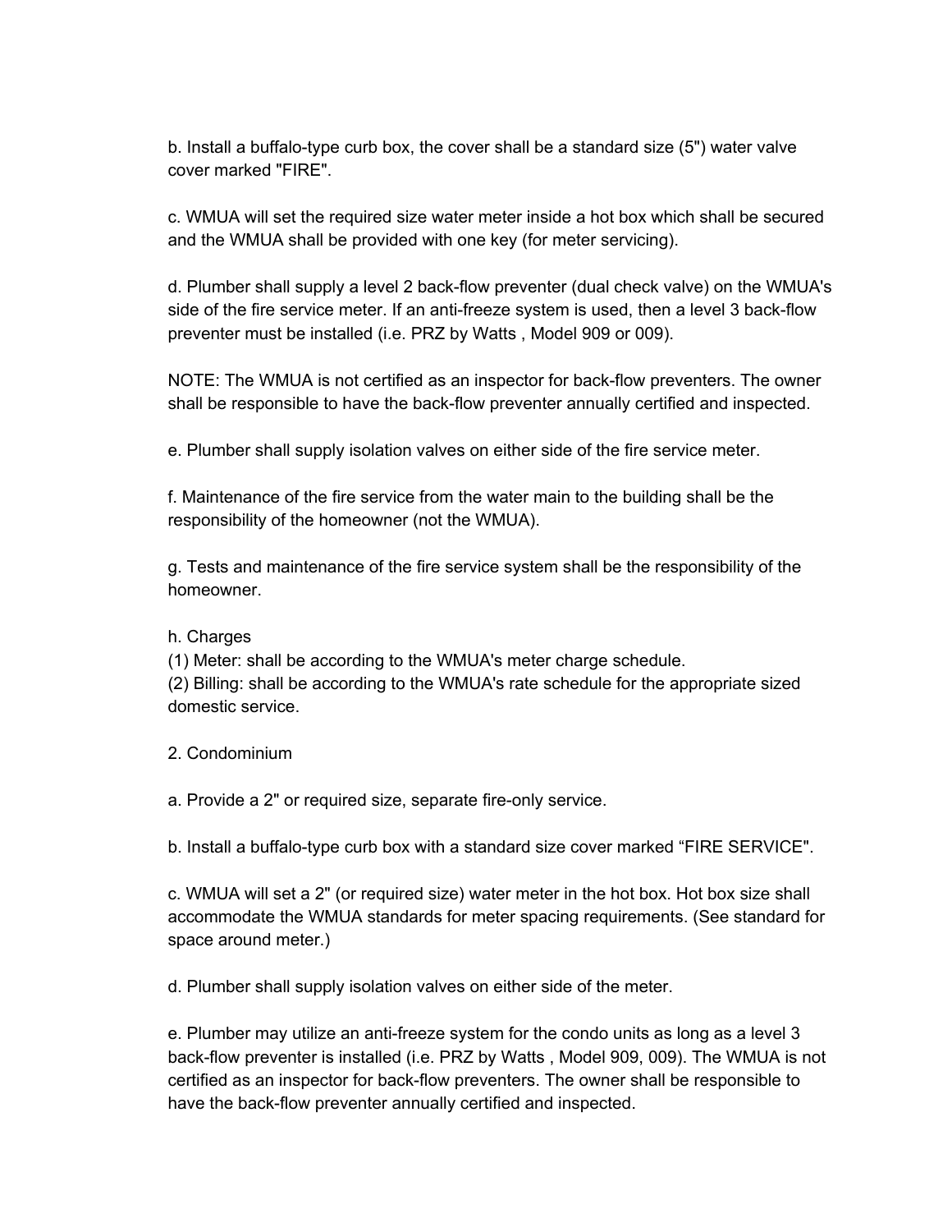b. Install a buffalo-type curb box, the cover shall be a standard size (5") water valve cover marked "FIRE".

c. WMUA will set the required size water meter inside a hot box which shall be secured and the WMUA shall be provided with one key (for meter servicing).

d. Plumber shall supply a level 2 back-flow preventer (dual check valve) on the WMUA's side of the fire service meter. If an anti-freeze system is used, then a level 3 back-flow preventer must be installed (i.e. PRZ by Watts , Model 909 or 009).

NOTE: The WMUA is not certified as an inspector for back-flow preventers. The owner shall be responsible to have the back-flow preventer annually certified and inspected.

e. Plumber shall supply isolation valves on either side of the fire service meter.

f. Maintenance of the fire service from the water main to the building shall be the responsibility of the homeowner (not the WMUA).

g. Tests and maintenance of the fire service system shall be the responsibility of the homeowner.

h. Charges
(1) Meter: shall be according to the WMUA's meter charge schedule.
(2) Billing: shall be according to the WMUA's rate schedule for the appropriate sized domestic service.

2. Condominium

a. Provide a 2" or required size, separate fire-only service.

b. Install a buffalo-type curb box with a standard size cover marked "FIRE SERVICE".

c. WMUA will set a 2" (or required size) water meter in the hot box. Hot box size shall accommodate the WMUA standards for meter spacing requirements. (See standard for space around meter.)

d. Plumber shall supply isolation valves on either side of the meter.

e. Plumber may utilize an anti-freeze system for the condo units as long as a level 3 back-flow preventer is installed (i.e. PRZ by Watts , Model 909, 009). The WMUA is not certified as an inspector for back-flow preventers. The owner shall be responsible to have the back-flow preventer annually certified and inspected.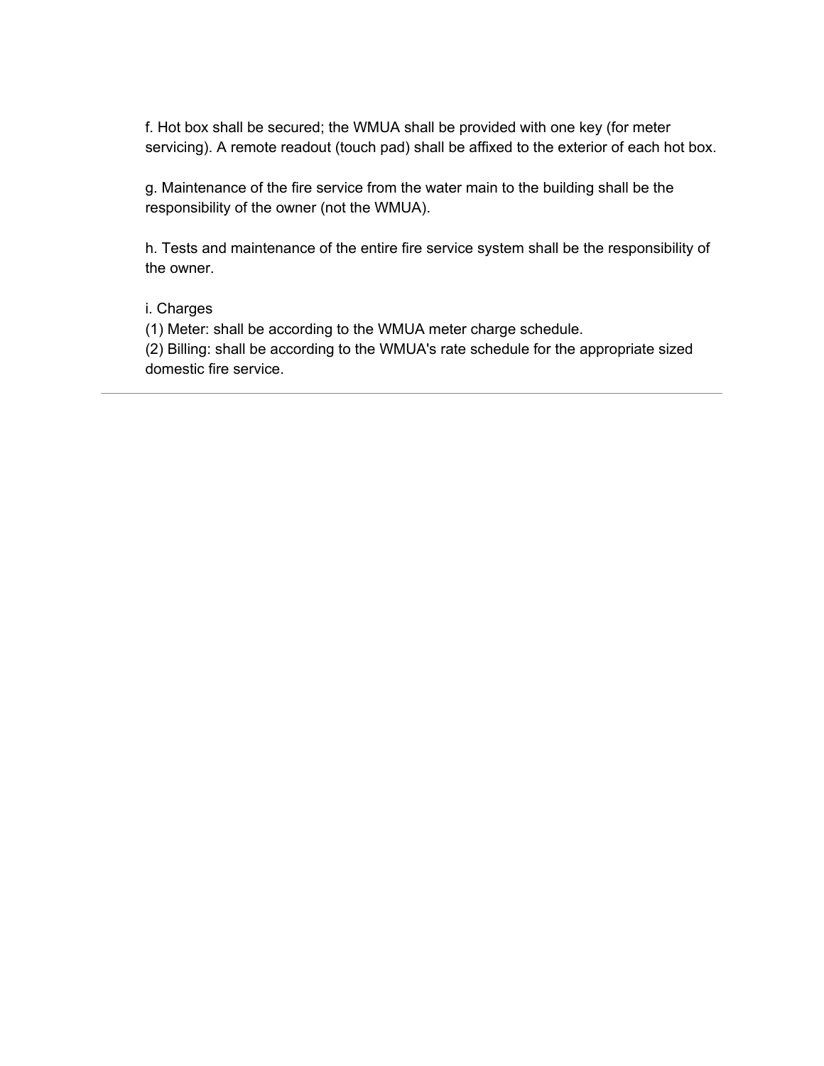f. Hot box shall be secured; the WMUA shall be provided with one key (for meter servicing). A remote readout (touch pad) shall be affixed to the exterior of each hot box.

g. Maintenance of the fire service from the water main to the building shall be the responsibility of the owner (not the WMUA).

h. Tests and maintenance of the entire fire service system shall be the responsibility of the owner.

i. Charges
(1) Meter: shall be according to the WMUA meter charge schedule.
(2) Billing: shall be according to the WMUA's rate schedule for the appropriate sized domestic fire service.

---